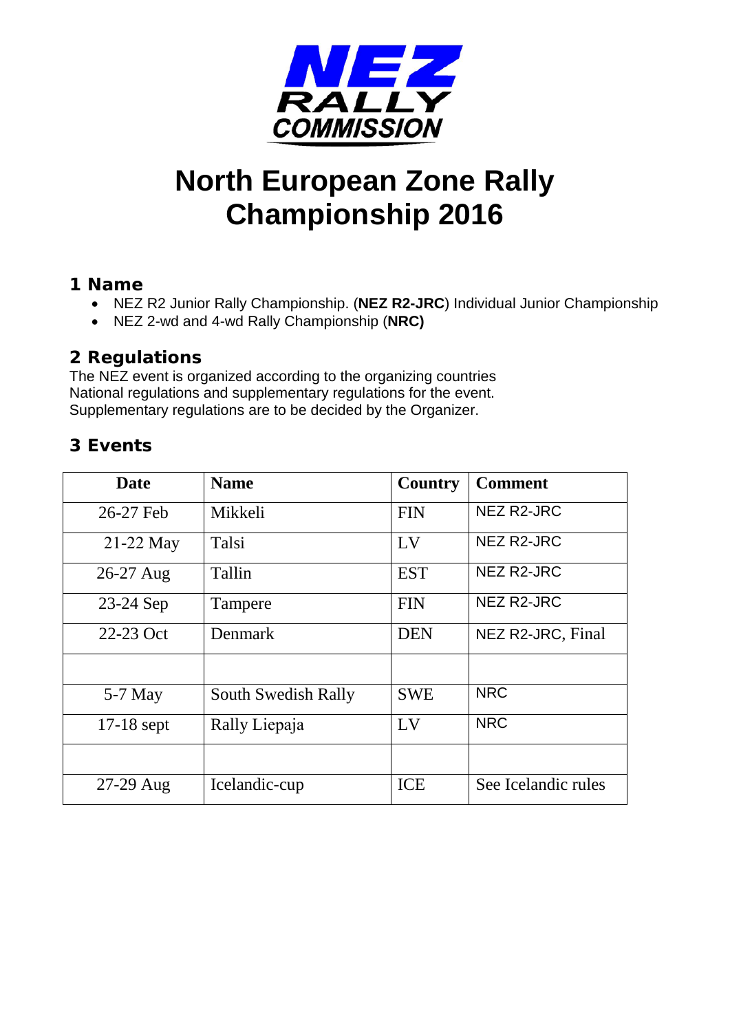NEZ RALLY COMMISSION

# North European Zone Rally Championship 2016

## 1 Name

- NEZ R2 Junior Rally Championship. (**NEZ R2-JRC**) Individual Junior Championship
- NEZ 2-wd and 4-wd Rally Championship (**NRC)**

## 2 Regulations

The NEZ event is organized according to the organizing countries National regulations and supplementary regulations for the event. Supplementary regulations are to be decided by the Organizer.

## 3 Events

| Date | Name | Country | Comment |
|---|---|---|---|
| 26-27 Feb | Mikkeli | FIN | NEZ R2-JRC |
| 21-22 May | Talsi | LV | NEZ R2-JRC |
| 26-27 Aug | Tallin | EST | NEZ R2-JRC |
| 23-24 Sep | Tampere | FIN | NEZ R2-JRC |
| 22-23 Oct | Denmark | DEN | NEZ R2-JRC, Final |
| | | | |
| 5-7 May | South Swedish Rally | SWE | NRC |
| 17-18 sept | Rally Liepaja | LV | NRC |
| | | | |
| 27-29 Aug | Icelandic-cup | ICE | See Icelandic rules |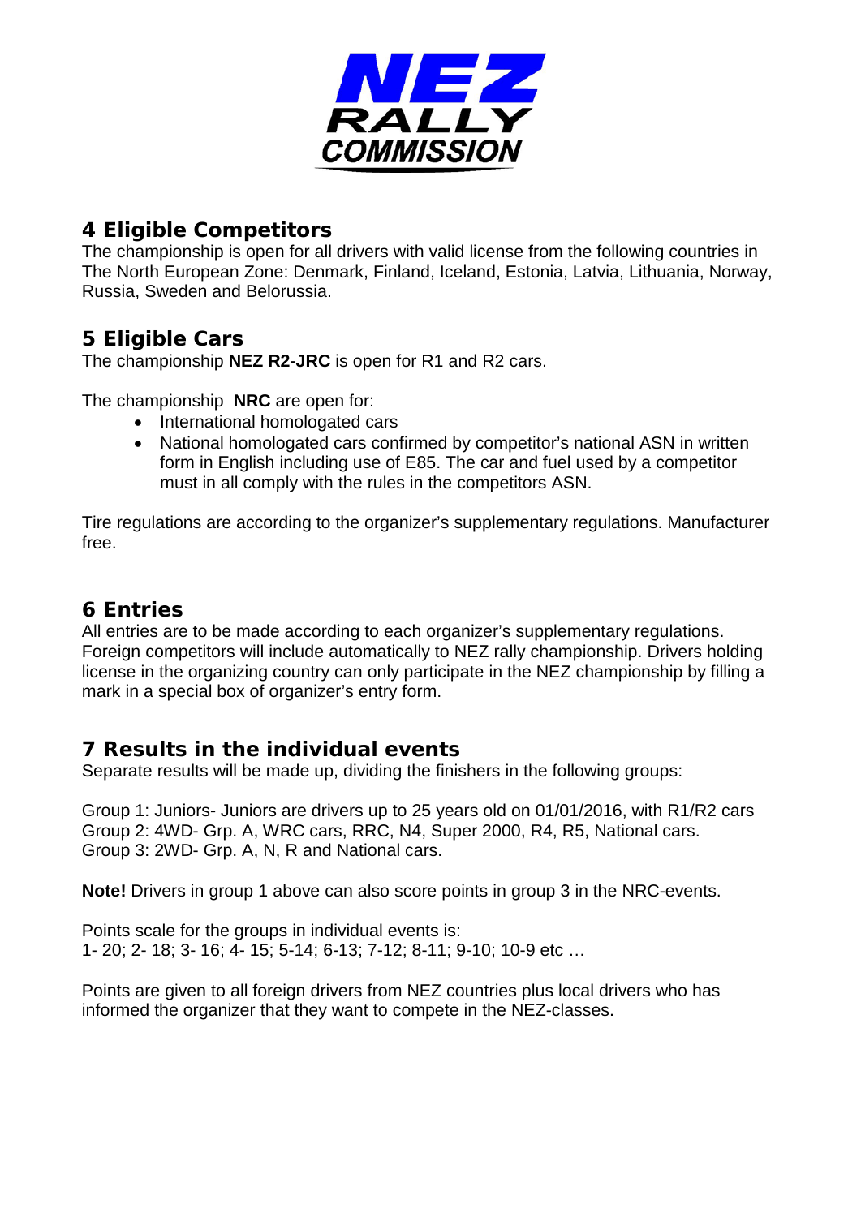## 4 Eligible Competitors

The championship is open for all drivers with valid license from the following countries in The North European Zone: Denmark, Finland, Iceland, Estonia, Latvia, Lithuania, Norway, Russia, Sweden and Belorussia.

## 5 Eligible Cars

The championship **NEZ R2-JRC** is open for R1 and R2 cars.

The championship **NRC** are open for:

- International homologated cars
- National homologated cars confirmed by competitor's national ASN in written form in English including use of E85. The car and fuel used by a competitor must in all comply with the rules in the competitors ASN.

Tire regulations are according to the organizer's supplementary regulations. Manufacturer free.

## 6 Entries

All entries are to be made according to each organizer's supplementary regulations. Foreign competitors will include automatically to NEZ rally championship. Drivers holding license in the organizing country can only participate in the NEZ championship by filling a mark in a special box of organizer's entry form.

## 7 Results in the individual events

Separate results will be made up, dividing the finishers in the following groups:

Group 1: Juniors- Juniors are drivers up to 25 years old on 01/01/2016, with R1/R2 cars
Group 2: 4WD- Grp. A, WRC cars, RRC, N4, Super 2000, R4, R5, National cars.
Group 3: 2WD- Grp. A, N, R and National cars.

**Note!** Drivers in group 1 above can also score points in group 3 in the NRC-events.

Points scale for the groups in individual events is:
1- 20; 2- 18; 3- 16; 4- 15; 5-14; 6-13; 7-12; 8-11; 9-10; 10-9 etc …

Points are given to all foreign drivers from NEZ countries plus local drivers who has informed the organizer that they want to compete in the NEZ-classes.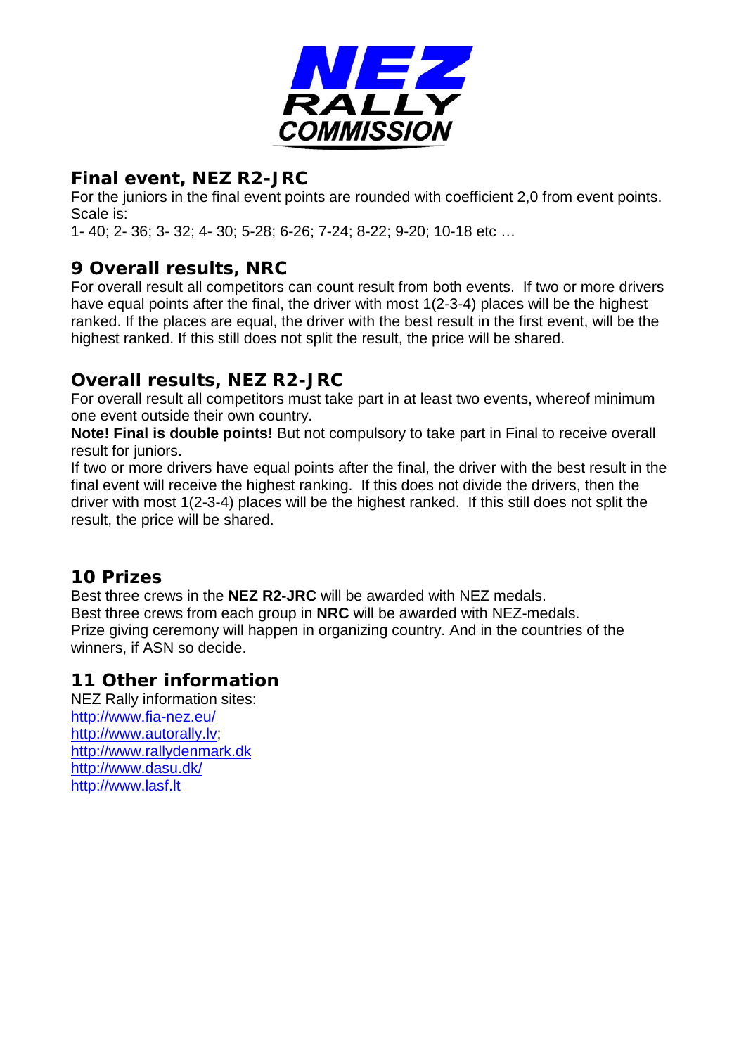## Final event, NEZ R2-JRC

For the juniors in the final event points are rounded with coefficient 2,0 from event points. Scale is:

1- 40; 2- 36; 3- 32; 4- 30; 5-28; 6-26; 7-24; 8-22; 9-20; 10-18 etc …

## 9 Overall results, NRC

For overall result all competitors can count result from both events. If two or more drivers have equal points after the final, the driver with most 1(2-3-4) places will be the highest ranked. If the places are equal, the driver with the best result in the first event, will be the highest ranked. If this still does not split the result, the price will be shared.

## Overall results, NEZ R2-JRC

For overall result all competitors must take part in at least two events, whereof minimum one event outside their own country.

**Note! Final is double points!** But not compulsory to take part in Final to receive overall result for juniors.

If two or more drivers have equal points after the final, the driver with the best result in the final event will receive the highest ranking. If this does not divide the drivers, then the driver with most 1(2-3-4) places will be the highest ranked. If this still does not split the result, the price will be shared.

## 10 Prizes

Best three crews in the **NEZ R2-JRC** will be awarded with NEZ medals.
Best three crews from each group in **NRC** will be awarded with NEZ-medals.
Prize giving ceremony will happen in organizing country. And in the countries of the winners, if ASN so decide.

## 11 Other information

NEZ Rally information sites:
http://www.fia-nez.eu/
http://www.autorally.lv;
http://www.rallydenmark.dk
http://www.dasu.dk/
http://www.lasf.lt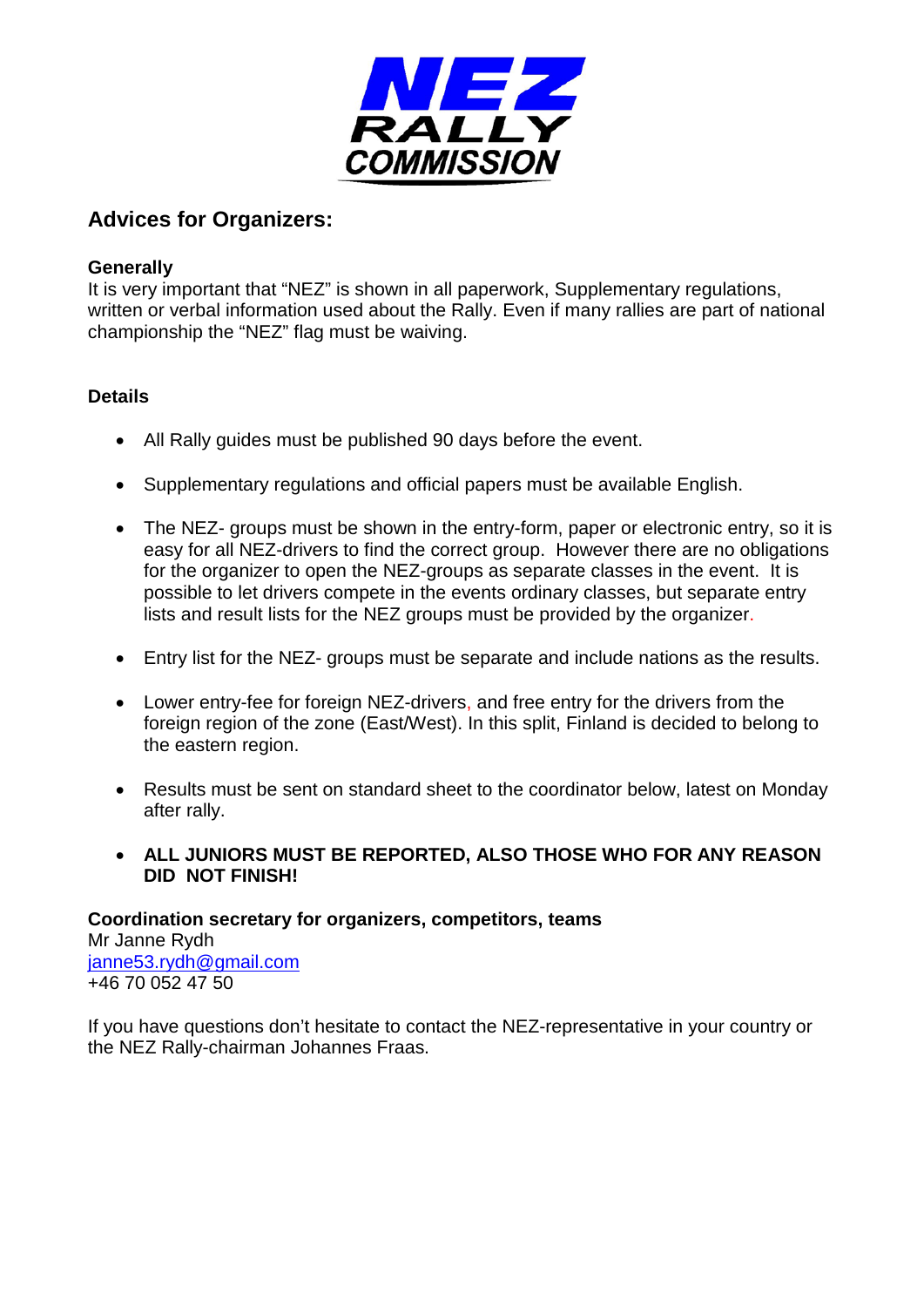NEZ RALLY COMMISSION

## Advices for Organizers:

**Generally**
It is very important that "NEZ" is shown in all paperwork, Supplementary regulations, written or verbal information used about the Rally. Even if many rallies are part of national championship the "NEZ" flag must be waiving.

**Details**

- All Rally guides must be published 90 days before the event.
- Supplementary regulations and official papers must be available English.
- The NEZ- groups must be shown in the entry-form, paper or electronic entry, so it is easy for all NEZ-drivers to find the correct group. However there are no obligations for the organizer to open the NEZ-groups as separate classes in the event. It is possible to let drivers compete in the events ordinary classes, but separate entry lists and result lists for the NEZ groups must be provided by the organizer.
- Entry list for the NEZ- groups must be separate and include nations as the results.
- Lower entry-fee for foreign NEZ-drivers, and free entry for the drivers from the foreign region of the zone (East/West). In this split, Finland is decided to belong to the eastern region.
- Results must be sent on standard sheet to the coordinator below, latest on Monday after rally.
- **ALL JUNIORS MUST BE REPORTED, ALSO THOSE WHO FOR ANY REASON DID NOT FINISH!**

**Coordination secretary for organizers, competitors, teams**
Mr Janne Rydh
janne53.rydh@gmail.com
+46 70 052 47 50

If you have questions don't hesitate to contact the NEZ-representative in your country or the NEZ Rally-chairman Johannes Fraas.